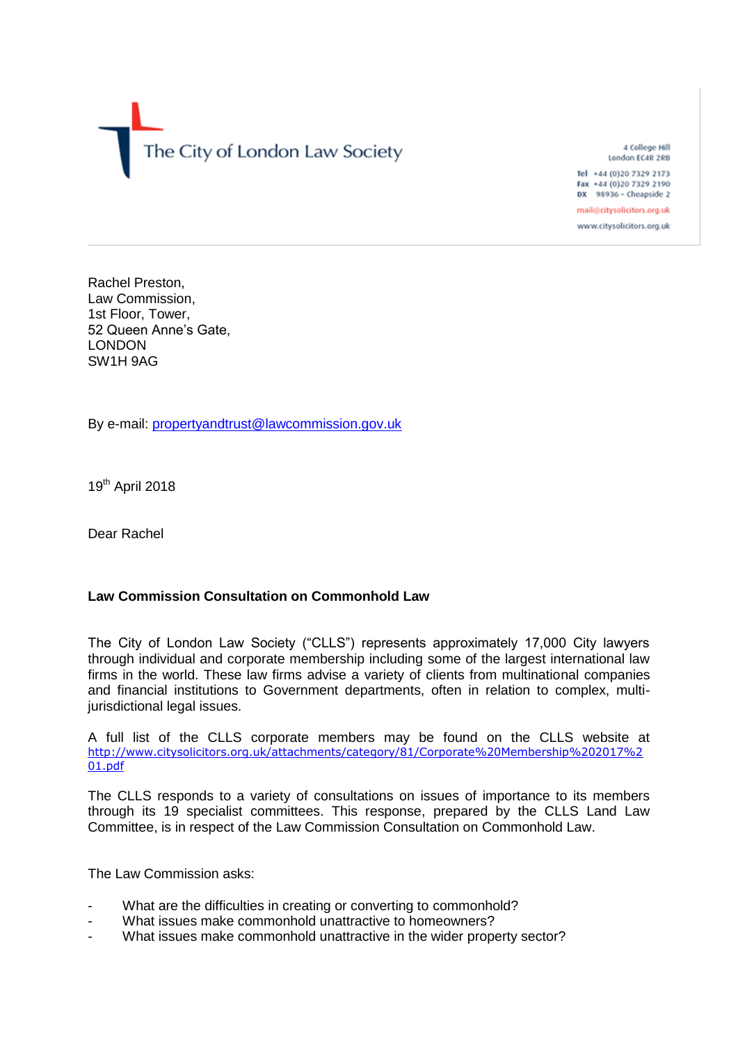The City of London Law Society

4 College Hill
London EC4R 2RB

**Tel** +44 (0)20 7329 2173
**Fax** +44 (0)20 7329 2190
**DX** 98936 – Cheapside 2

mail@citysolicitors.org.uk

www.citysolicitors.org.uk

Rachel Preston,
Law Commission,
1st Floor, Tower,
52 Queen Anne's Gate,
LONDON
SW1H 9AG

By e-mail: propertyandtrust@lawcommission.gov.uk

19th April 2018

Dear Rachel

**Law Commission Consultation on Commonhold Law**

The City of London Law Society ("CLLS") represents approximately 17,000 City lawyers through individual and corporate membership including some of the largest international law firms in the world. These law firms advise a variety of clients from multinational companies and financial institutions to Government departments, often in relation to complex, multi-jurisdictional legal issues.

A full list of the CLLS corporate members may be found on the CLLS website at http://www.citysolicitors.org.uk/attachments/category/81/Corporate%20Membership%202017%201.pdf

The CLLS responds to a variety of consultations on issues of importance to its members through its 19 specialist committees. This response, prepared by the CLLS Land Law Committee, is in respect of the Law Commission Consultation on Commonhold Law.

The Law Commission asks:

- What are the difficulties in creating or converting to commonhold?
- What issues make commonhold unattractive to homeowners?
- What issues make commonhold unattractive in the wider property sector?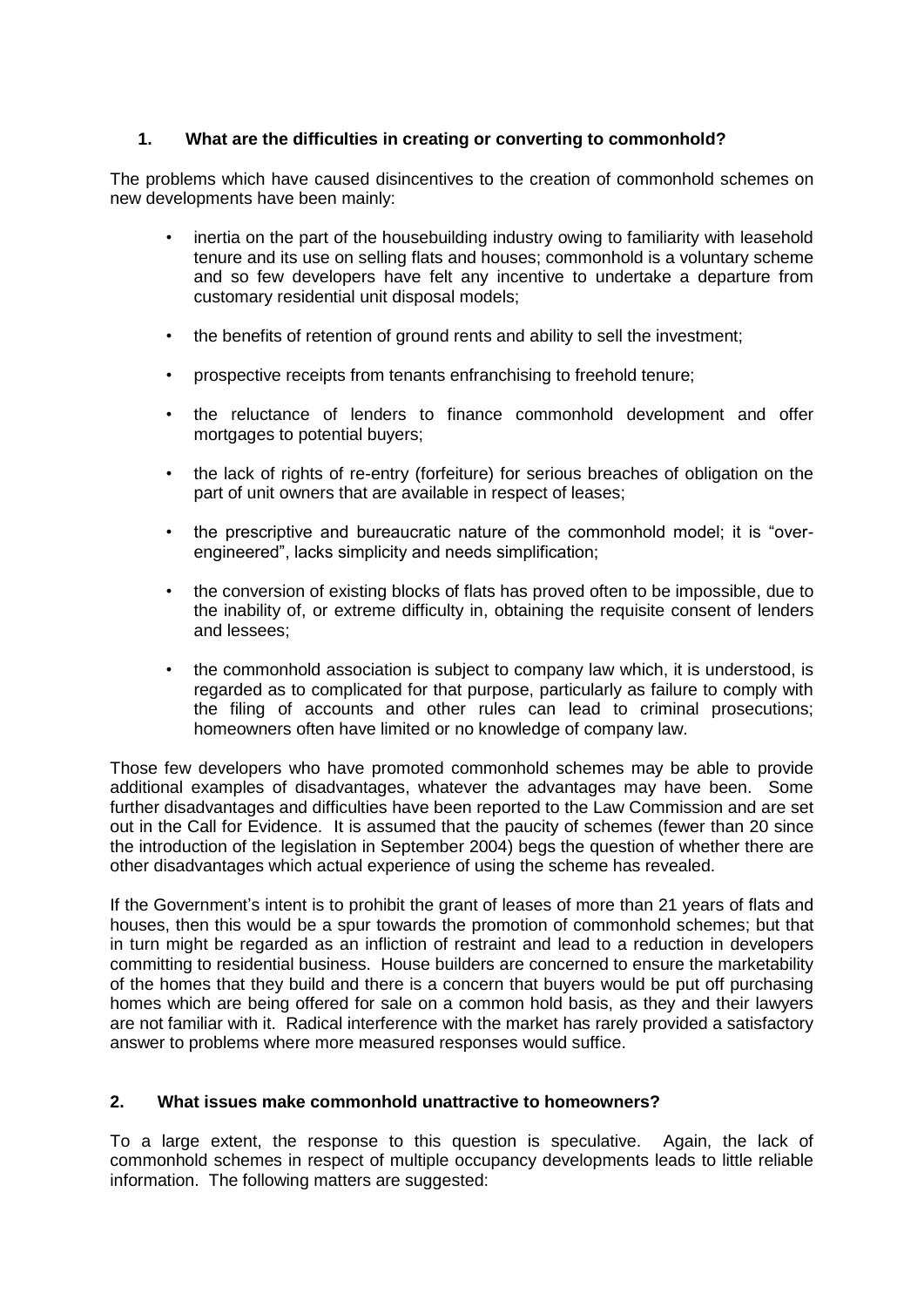## 1. What are the difficulties in creating or converting to commonhold?

The problems which have caused disincentives to the creation of commonhold schemes on new developments have been mainly:

- inertia on the part of the housebuilding industry owing to familiarity with leasehold tenure and its use on selling flats and houses; commonhold is a voluntary scheme and so few developers have felt any incentive to undertake a departure from customary residential unit disposal models;
- the benefits of retention of ground rents and ability to sell the investment;
- prospective receipts from tenants enfranchising to freehold tenure;
- the reluctance of lenders to finance commonhold development and offer mortgages to potential buyers;
- the lack of rights of re-entry (forfeiture) for serious breaches of obligation on the part of unit owners that are available in respect of leases;
- the prescriptive and bureaucratic nature of the commonhold model; it is "over-engineered", lacks simplicity and needs simplification;
- the conversion of existing blocks of flats has proved often to be impossible, due to the inability of, or extreme difficulty in, obtaining the requisite consent of lenders and lessees;
- the commonhold association is subject to company law which, it is understood, is regarded as to complicated for that purpose, particularly as failure to comply with the filing of accounts and other rules can lead to criminal prosecutions; homeowners often have limited or no knowledge of company law.

Those few developers who have promoted commonhold schemes may be able to provide additional examples of disadvantages, whatever the advantages may have been. Some further disadvantages and difficulties have been reported to the Law Commission and are set out in the Call for Evidence. It is assumed that the paucity of schemes (fewer than 20 since the introduction of the legislation in September 2004) begs the question of whether there are other disadvantages which actual experience of using the scheme has revealed.

If the Government's intent is to prohibit the grant of leases of more than 21 years of flats and houses, then this would be a spur towards the promotion of commonhold schemes; but that in turn might be regarded as an infliction of restraint and lead to a reduction in developers committing to residential business. House builders are concerned to ensure the marketability of the homes that they build and there is a concern that buyers would be put off purchasing homes which are being offered for sale on a common hold basis, as they and their lawyers are not familiar with it. Radical interference with the market has rarely provided a satisfactory answer to problems where more measured responses would suffice.

## 2. What issues make commonhold unattractive to homeowners?

To a large extent, the response to this question is speculative. Again, the lack of commonhold schemes in respect of multiple occupancy developments leads to little reliable information. The following matters are suggested: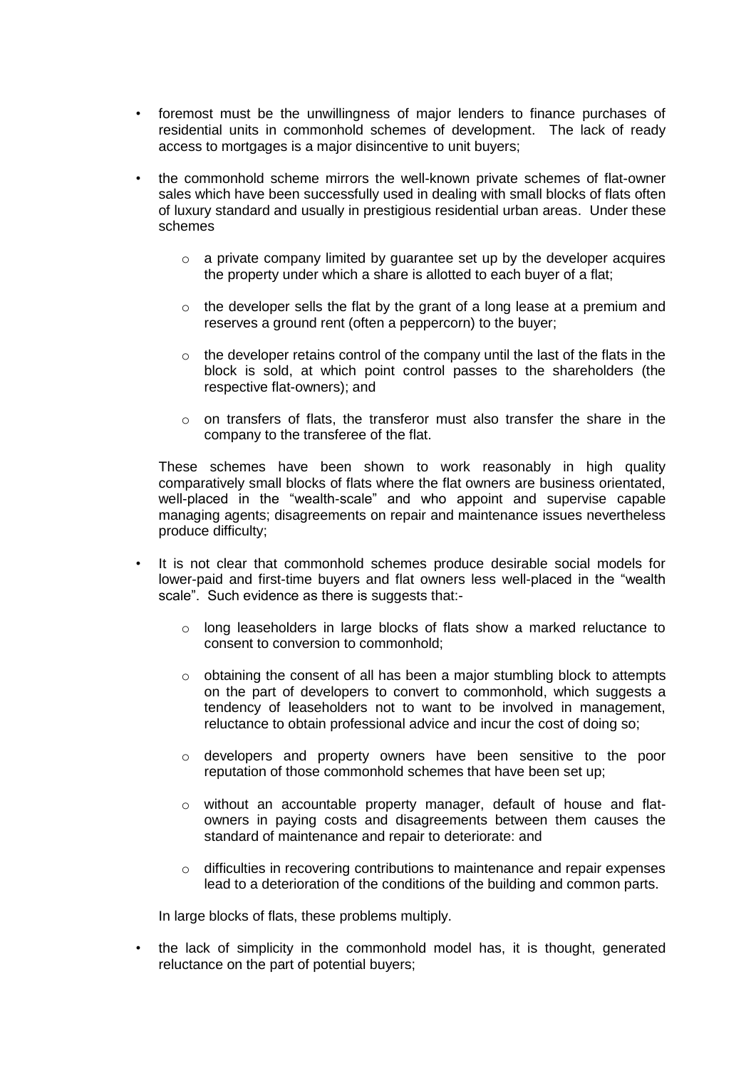- foremost must be the unwillingness of major lenders to finance purchases of residential units in commonhold schemes of development. The lack of ready access to mortgages is a major disincentive to unit buyers;

- the commonhold scheme mirrors the well-known private schemes of flat-owner sales which have been successfully used in dealing with small blocks of flats often of luxury standard and usually in prestigious residential urban areas. Under these schemes

  - a private company limited by guarantee set up by the developer acquires the property under which a share is allotted to each buyer of a flat;

  - the developer sells the flat by the grant of a long lease at a premium and reserves a ground rent (often a peppercorn) to the buyer;

  - the developer retains control of the company until the last of the flats in the block is sold, at which point control passes to the shareholders (the respective flat-owners); and

  - on transfers of flats, the transferor must also transfer the share in the company to the transferee of the flat.

  These schemes have been shown to work reasonably in high quality comparatively small blocks of flats where the flat owners are business orientated, well-placed in the "wealth-scale" and who appoint and supervise capable managing agents; disagreements on repair and maintenance issues nevertheless produce difficulty;

- It is not clear that commonhold schemes produce desirable social models for lower-paid and first-time buyers and flat owners less well-placed in the "wealth scale". Such evidence as there is suggests that:-

  - long leaseholders in large blocks of flats show a marked reluctance to consent to conversion to commonhold;

  - obtaining the consent of all has been a major stumbling block to attempts on the part of developers to convert to commonhold, which suggests a tendency of leaseholders not to want to be involved in management, reluctance to obtain professional advice and incur the cost of doing so;

  - developers and property owners have been sensitive to the poor reputation of those commonhold schemes that have been set up;

  - without an accountable property manager, default of house and flat-owners in paying costs and disagreements between them causes the standard of maintenance and repair to deteriorate: and

  - difficulties in recovering contributions to maintenance and repair expenses lead to a deterioration of the conditions of the building and common parts.

  In large blocks of flats, these problems multiply.

- the lack of simplicity in the commonhold model has, it is thought, generated reluctance on the part of potential buyers;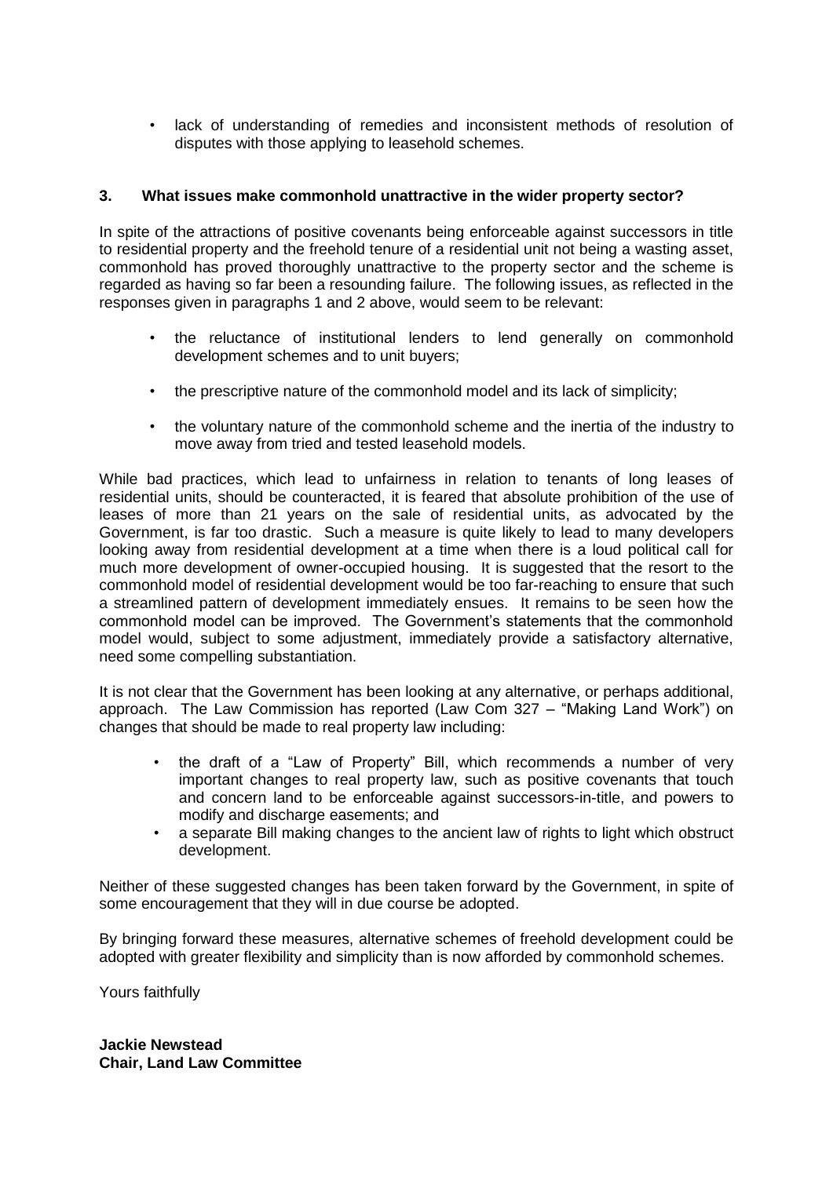- lack of understanding of remedies and inconsistent methods of resolution of disputes with those applying to leasehold schemes.

**3. What issues make commonhold unattractive in the wider property sector?**

In spite of the attractions of positive covenants being enforceable against successors in title to residential property and the freehold tenure of a residential unit not being a wasting asset, commonhold has proved thoroughly unattractive to the property sector and the scheme is regarded as having so far been a resounding failure. The following issues, as reflected in the responses given in paragraphs 1 and 2 above, would seem to be relevant:

- the reluctance of institutional lenders to lend generally on commonhold development schemes and to unit buyers;
- the prescriptive nature of the commonhold model and its lack of simplicity;
- the voluntary nature of the commonhold scheme and the inertia of the industry to move away from tried and tested leasehold models.

While bad practices, which lead to unfairness in relation to tenants of long leases of residential units, should be counteracted, it is feared that absolute prohibition of the use of leases of more than 21 years on the sale of residential units, as advocated by the Government, is far too drastic. Such a measure is quite likely to lead to many developers looking away from residential development at a time when there is a loud political call for much more development of owner-occupied housing. It is suggested that the resort to the commonhold model of residential development would be too far-reaching to ensure that such a streamlined pattern of development immediately ensues. It remains to be seen how the commonhold model can be improved. The Government's statements that the commonhold model would, subject to some adjustment, immediately provide a satisfactory alternative, need some compelling substantiation.

It is not clear that the Government has been looking at any alternative, or perhaps additional, approach. The Law Commission has reported (Law Com 327 – "Making Land Work") on changes that should be made to real property law including:

- the draft of a "Law of Property" Bill, which recommends a number of very important changes to real property law, such as positive covenants that touch and concern land to be enforceable against successors-in-title, and powers to modify and discharge easements; and
- a separate Bill making changes to the ancient law of rights to light which obstruct development.

Neither of these suggested changes has been taken forward by the Government, in spite of some encouragement that they will in due course be adopted.

By bringing forward these measures, alternative schemes of freehold development could be adopted with greater flexibility and simplicity than is now afforded by commonhold schemes.

Yours faithfully

**Jackie Newstead**
**Chair, Land Law Committee**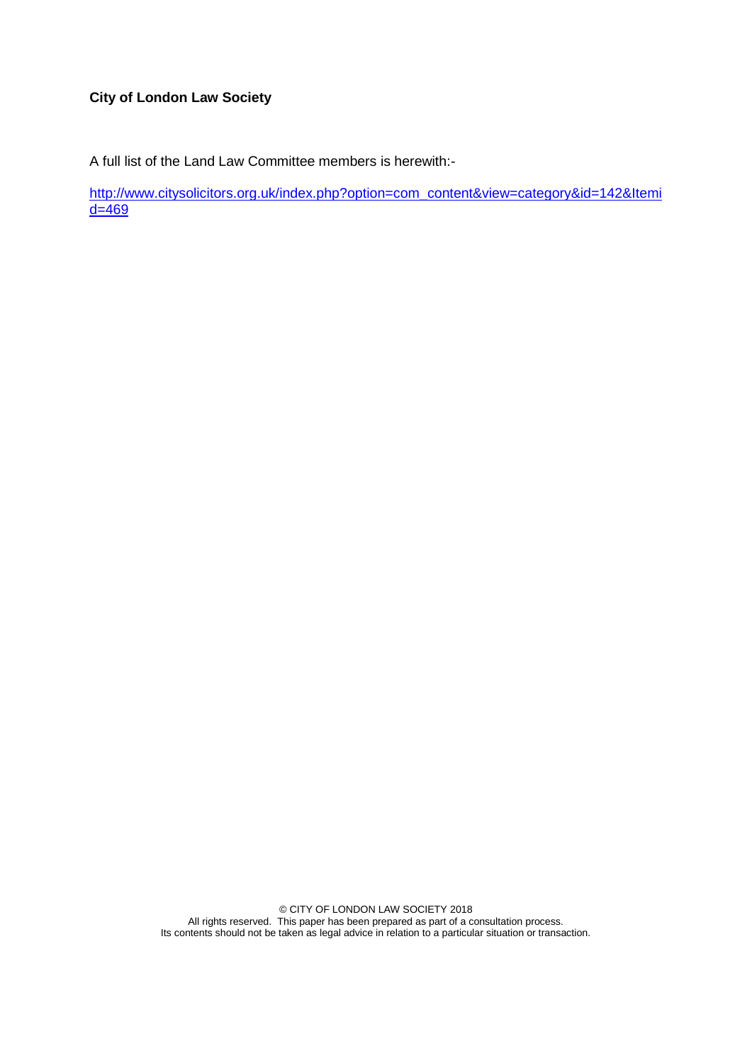**City of London Law Society**

A full list of the Land Law Committee members is herewith:-

http://www.citysolicitors.org.uk/index.php?option=com_content&view=category&id=142&Itemid=469

© CITY OF LONDON LAW SOCIETY 2018
All rights reserved. This paper has been prepared as part of a consultation process.
Its contents should not be taken as legal advice in relation to a particular situation or transaction.